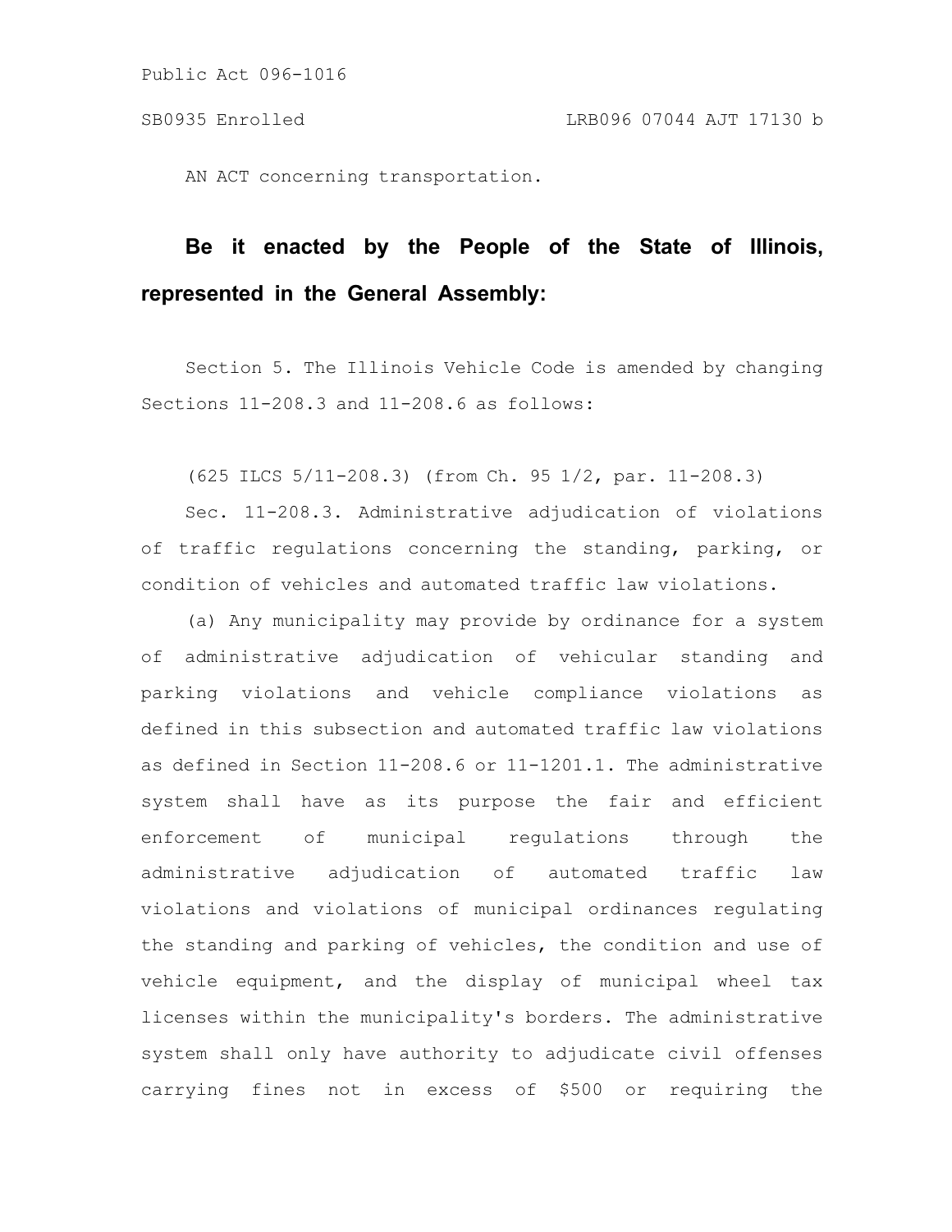Public Act 096-1016

SB0935 Enrolled LRB096 07044 AJT 17130 b

AN ACT concerning transportation.

**Be it enacted by the People of the State of Illinois, represented in the General Assembly:**

Section 5. The Illinois Vehicle Code is amended by changing Sections 11-208.3 and 11-208.6 as follows:

(625 ILCS 5/11-208.3) (from Ch. 95 1/2, par. 11-208.3)

Sec. 11-208.3. Administrative adjudication of violations of traffic regulations concerning the standing, parking, or condition of vehicles and automated traffic law violations.

(a) Any municipality may provide by ordinance for a system of administrative adjudication of vehicular standing and parking violations and vehicle compliance violations as defined in this subsection and automated traffic law violations as defined in Section 11-208.6 or 11-1201.1. The administrative system shall have as its purpose the fair and efficient enforcement of municipal regulations through the administrative adjudication of automated traffic law violations and violations of municipal ordinances regulating the standing and parking of vehicles, the condition and use of vehicle equipment, and the display of municipal wheel tax licenses within the municipality's borders. The administrative system shall only have authority to adjudicate civil offenses carrying fines not in excess of $500 or requiring the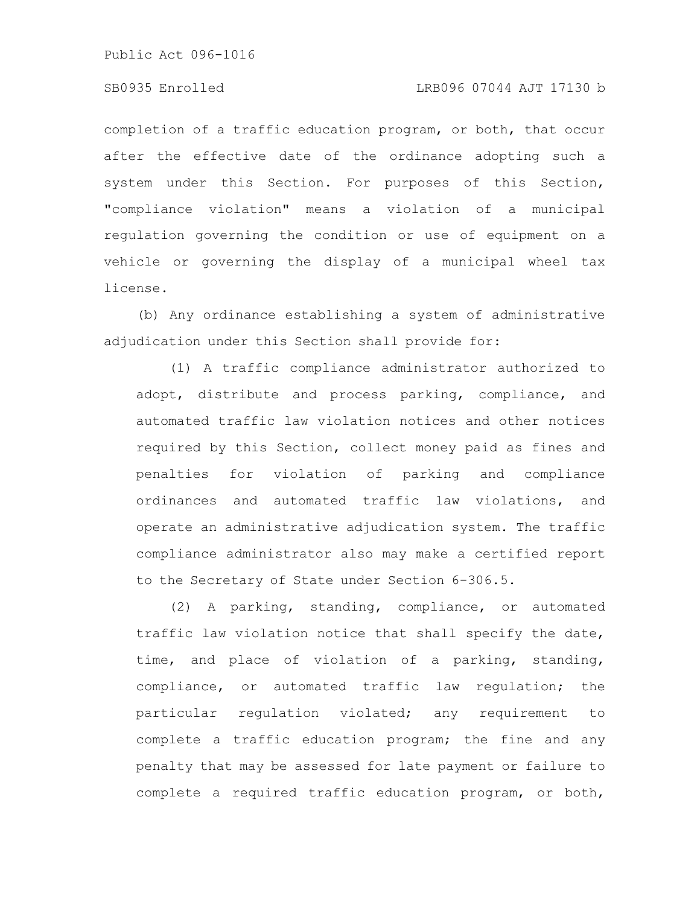completion of a traffic education program, or both, that occur after the effective date of the ordinance adopting such a system under this Section. For purposes of this Section, "compliance violation" means a violation of a municipal regulation governing the condition or use of equipment on a vehicle or governing the display of a municipal wheel tax license.

(b) Any ordinance establishing a system of administrative adjudication under this Section shall provide for:

(1) A traffic compliance administrator authorized to adopt, distribute and process parking, compliance, and automated traffic law violation notices and other notices required by this Section, collect money paid as fines and penalties for violation of parking and compliance ordinances and automated traffic law violations, and operate an administrative adjudication system. The traffic compliance administrator also may make a certified report to the Secretary of State under Section 6-306.5.

(2) A parking, standing, compliance, or automated traffic law violation notice that shall specify the date, time, and place of violation of a parking, standing, compliance, or automated traffic law regulation; the particular regulation violated; any requirement to complete a traffic education program; the fine and any penalty that may be assessed for late payment or failure to complete a required traffic education program, or both,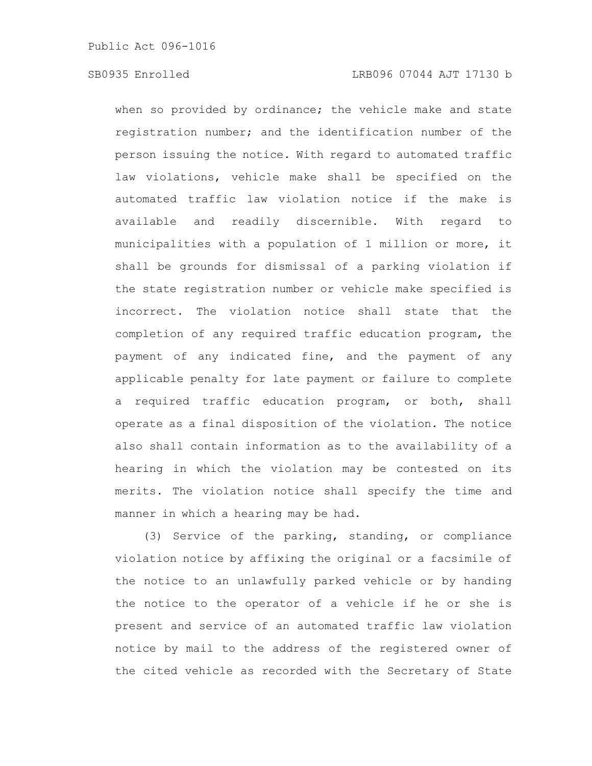when so provided by ordinance; the vehicle make and state registration number; and the identification number of the person issuing the notice. With regard to automated traffic law violations, vehicle make shall be specified on the automated traffic law violation notice if the make is available and readily discernible. With regard to municipalities with a population of 1 million or more, it shall be grounds for dismissal of a parking violation if the state registration number or vehicle make specified is incorrect. The violation notice shall state that the completion of any required traffic education program, the payment of any indicated fine, and the payment of any applicable penalty for late payment or failure to complete a required traffic education program, or both, shall operate as a final disposition of the violation. The notice also shall contain information as to the availability of a hearing in which the violation may be contested on its merits. The violation notice shall specify the time and manner in which a hearing may be had.

(3) Service of the parking, standing, or compliance violation notice by affixing the original or a facsimile of the notice to an unlawfully parked vehicle or by handing the notice to the operator of a vehicle if he or she is present and service of an automated traffic law violation notice by mail to the address of the registered owner of the cited vehicle as recorded with the Secretary of State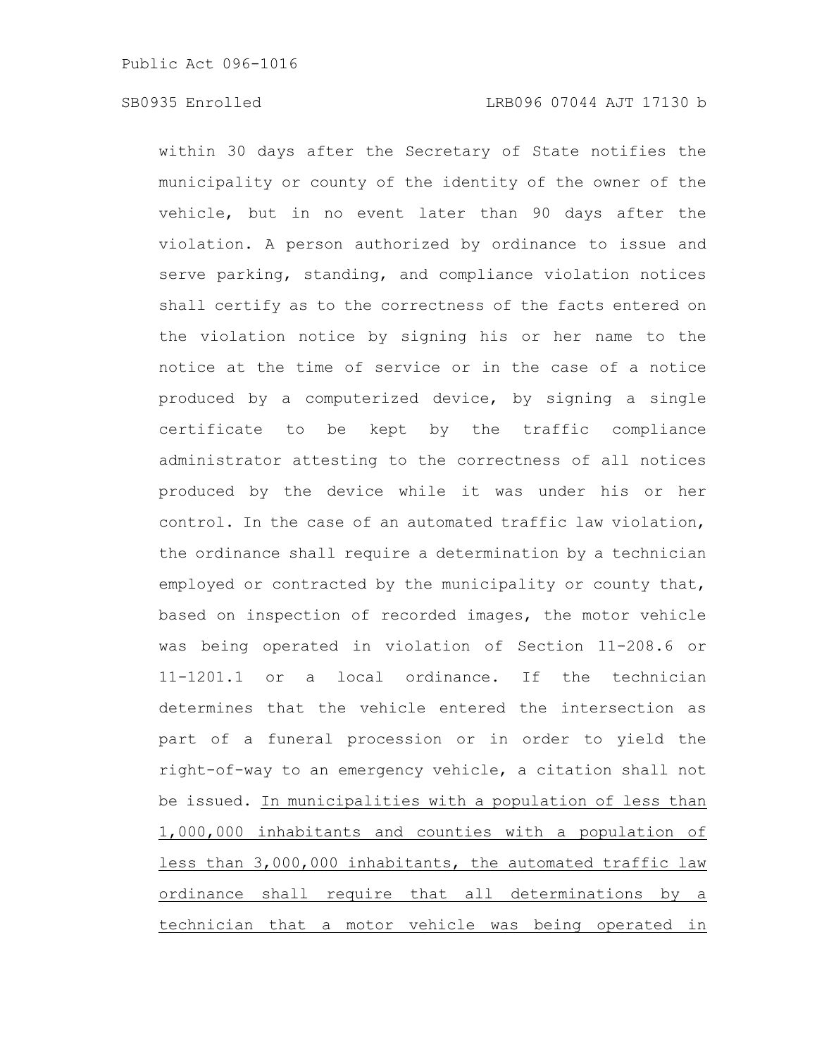within 30 days after the Secretary of State notifies the municipality or county of the identity of the owner of the vehicle, but in no event later than 90 days after the violation. A person authorized by ordinance to issue and serve parking, standing, and compliance violation notices shall certify as to the correctness of the facts entered on the violation notice by signing his or her name to the notice at the time of service or in the case of a notice produced by a computerized device, by signing a single certificate to be kept by the traffic compliance administrator attesting to the correctness of all notices produced by the device while it was under his or her control. In the case of an automated traffic law violation, the ordinance shall require a determination by a technician employed or contracted by the municipality or county that, based on inspection of recorded images, the motor vehicle was being operated in violation of Section 11-208.6 or 11-1201.1 or a local ordinance. If the technician determines that the vehicle entered the intersection as part of a funeral procession or in order to yield the right-of-way to an emergency vehicle, a citation shall not be issued. <u>In municipalities with a population of less than 1,000,000 inhabitants and counties with a population of less than 3,000,000 inhabitants, the automated traffic law ordinance shall require that all determinations by a technician that a motor vehicle was being operated in</u>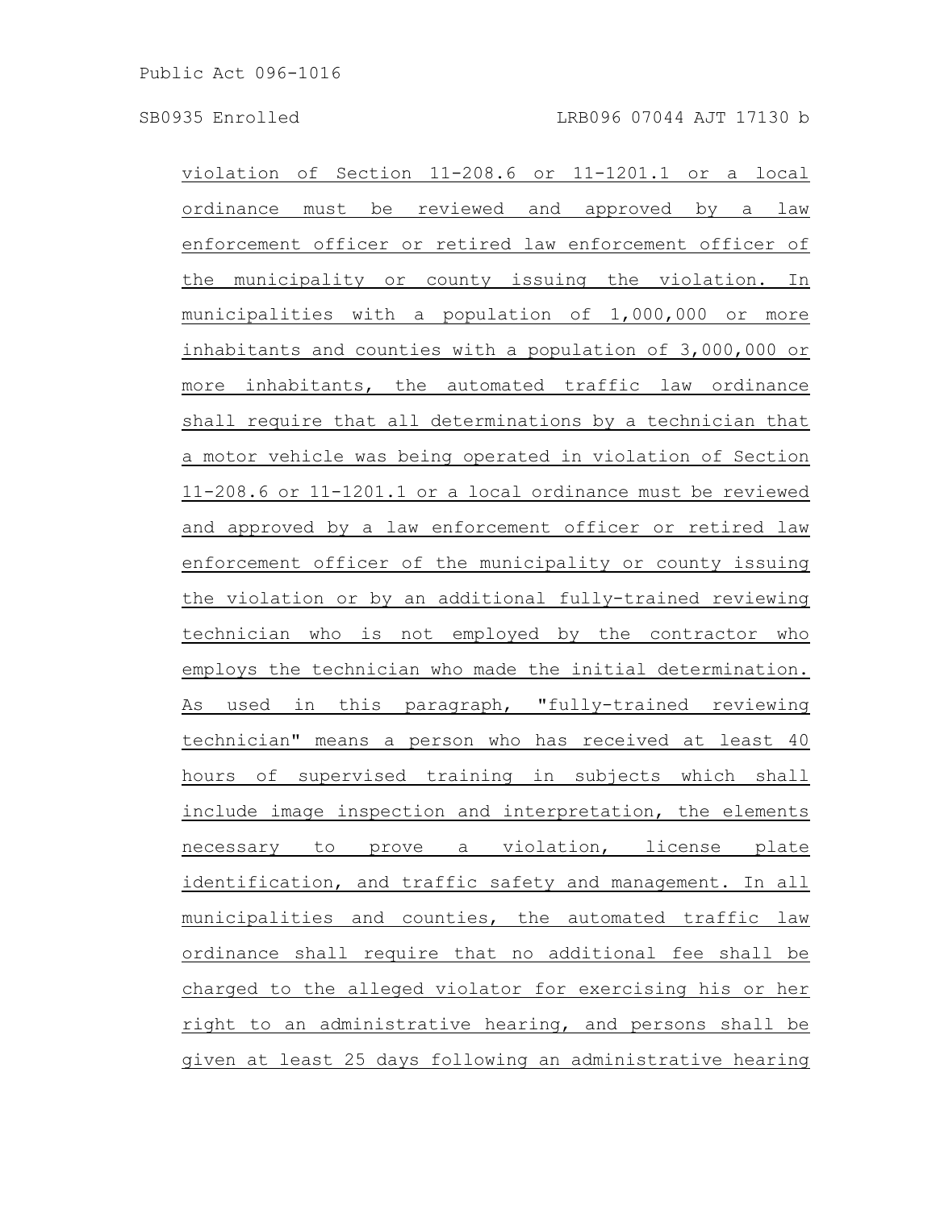violation of Section 11-208.6 or 11-1201.1 or a local ordinance must be reviewed and approved by a law enforcement officer or retired law enforcement officer of the municipality or county issuing the violation. In municipalities with a population of 1,000,000 or more inhabitants and counties with a population of 3,000,000 or more inhabitants, the automated traffic law ordinance shall require that all determinations by a technician that a motor vehicle was being operated in violation of Section 11-208.6 or 11-1201.1 or a local ordinance must be reviewed and approved by a law enforcement officer or retired law enforcement officer of the municipality or county issuing the violation or by an additional fully-trained reviewing technician who is not employed by the contractor who employs the technician who made the initial determination. As used in this paragraph, "fully-trained reviewing technician" means a person who has received at least 40 hours of supervised training in subjects which shall include image inspection and interpretation, the elements necessary to prove a violation, license plate identification, and traffic safety and management. In all municipalities and counties, the automated traffic law ordinance shall require that no additional fee shall be charged to the alleged violator for exercising his or her right to an administrative hearing, and persons shall be given at least 25 days following an administrative hearing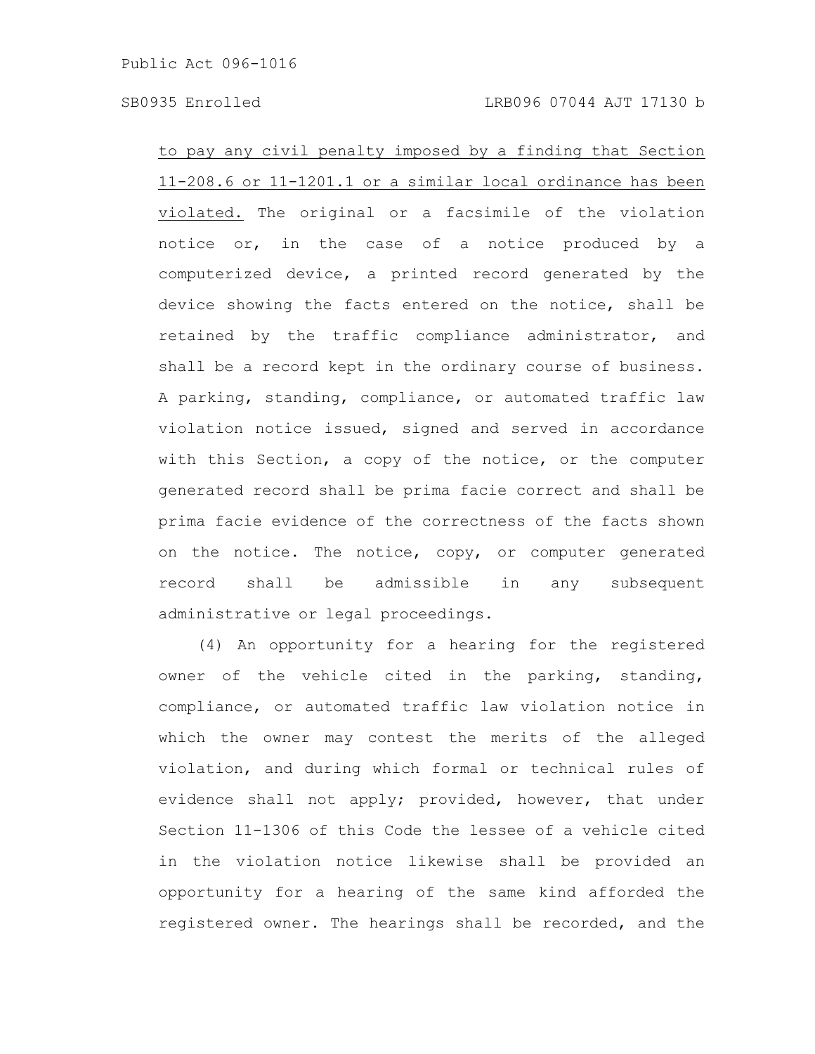to pay any civil penalty imposed by a finding that Section 11-208.6 or 11-1201.1 or a similar local ordinance has been violated. The original or a facsimile of the violation notice or, in the case of a notice produced by a computerized device, a printed record generated by the device showing the facts entered on the notice, shall be retained by the traffic compliance administrator, and shall be a record kept in the ordinary course of business. A parking, standing, compliance, or automated traffic law violation notice issued, signed and served in accordance with this Section, a copy of the notice, or the computer generated record shall be prima facie correct and shall be prima facie evidence of the correctness of the facts shown on the notice. The notice, copy, or computer generated record shall be admissible in any subsequent administrative or legal proceedings.

(4) An opportunity for a hearing for the registered owner of the vehicle cited in the parking, standing, compliance, or automated traffic law violation notice in which the owner may contest the merits of the alleged violation, and during which formal or technical rules of evidence shall not apply; provided, however, that under Section 11-1306 of this Code the lessee of a vehicle cited in the violation notice likewise shall be provided an opportunity for a hearing of the same kind afforded the registered owner. The hearings shall be recorded, and the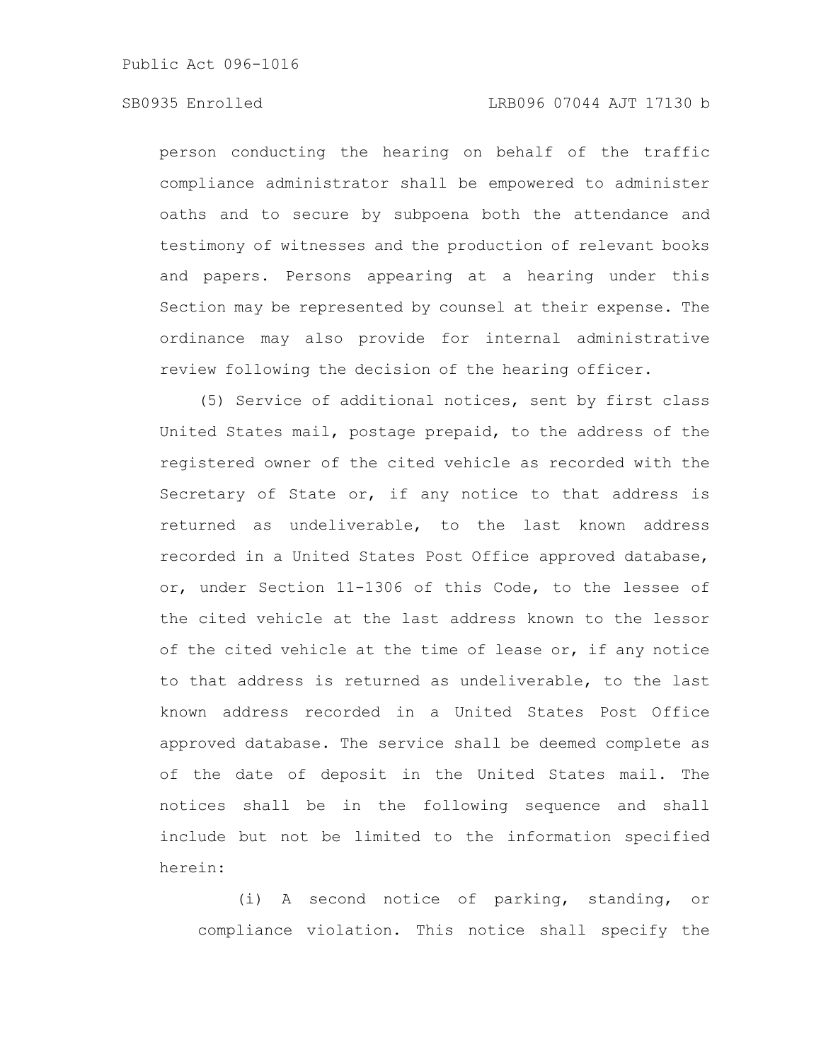person conducting the hearing on behalf of the traffic compliance administrator shall be empowered to administer oaths and to secure by subpoena both the attendance and testimony of witnesses and the production of relevant books and papers. Persons appearing at a hearing under this Section may be represented by counsel at their expense. The ordinance may also provide for internal administrative review following the decision of the hearing officer.

(5) Service of additional notices, sent by first class United States mail, postage prepaid, to the address of the registered owner of the cited vehicle as recorded with the Secretary of State or, if any notice to that address is returned as undeliverable, to the last known address recorded in a United States Post Office approved database, or, under Section 11-1306 of this Code, to the lessee of the cited vehicle at the last address known to the lessor of the cited vehicle at the time of lease or, if any notice to that address is returned as undeliverable, to the last known address recorded in a United States Post Office approved database. The service shall be deemed complete as of the date of deposit in the United States mail. The notices shall be in the following sequence and shall include but not be limited to the information specified herein:

(i) A second notice of parking, standing, or compliance violation. This notice shall specify the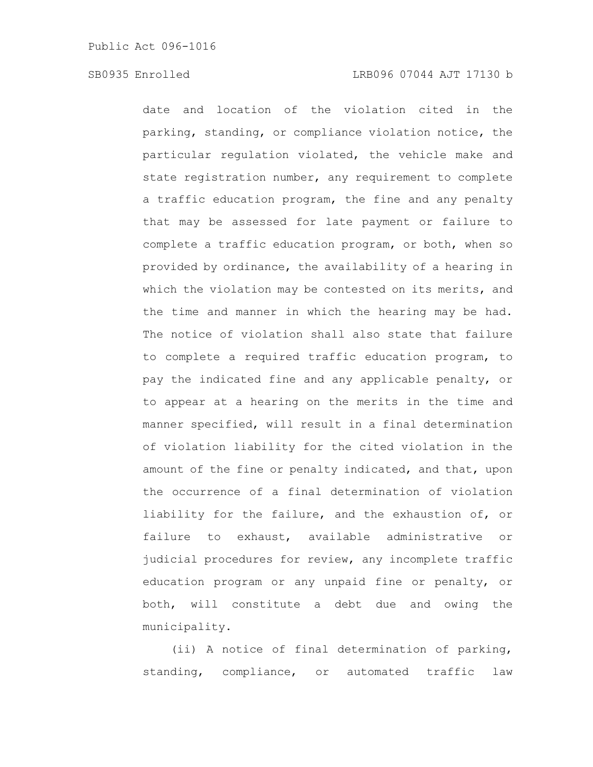date and location of the violation cited in the parking, standing, or compliance violation notice, the particular regulation violated, the vehicle make and state registration number, any requirement to complete a traffic education program, the fine and any penalty that may be assessed for late payment or failure to complete a traffic education program, or both, when so provided by ordinance, the availability of a hearing in which the violation may be contested on its merits, and the time and manner in which the hearing may be had. The notice of violation shall also state that failure to complete a required traffic education program, to pay the indicated fine and any applicable penalty, or to appear at a hearing on the merits in the time and manner specified, will result in a final determination of violation liability for the cited violation in the amount of the fine or penalty indicated, and that, upon the occurrence of a final determination of violation liability for the failure, and the exhaustion of, or failure to exhaust, available administrative or judicial procedures for review, any incomplete traffic education program or any unpaid fine or penalty, or both, will constitute a debt due and owing the municipality.

(ii) A notice of final determination of parking, standing, compliance, or automated traffic law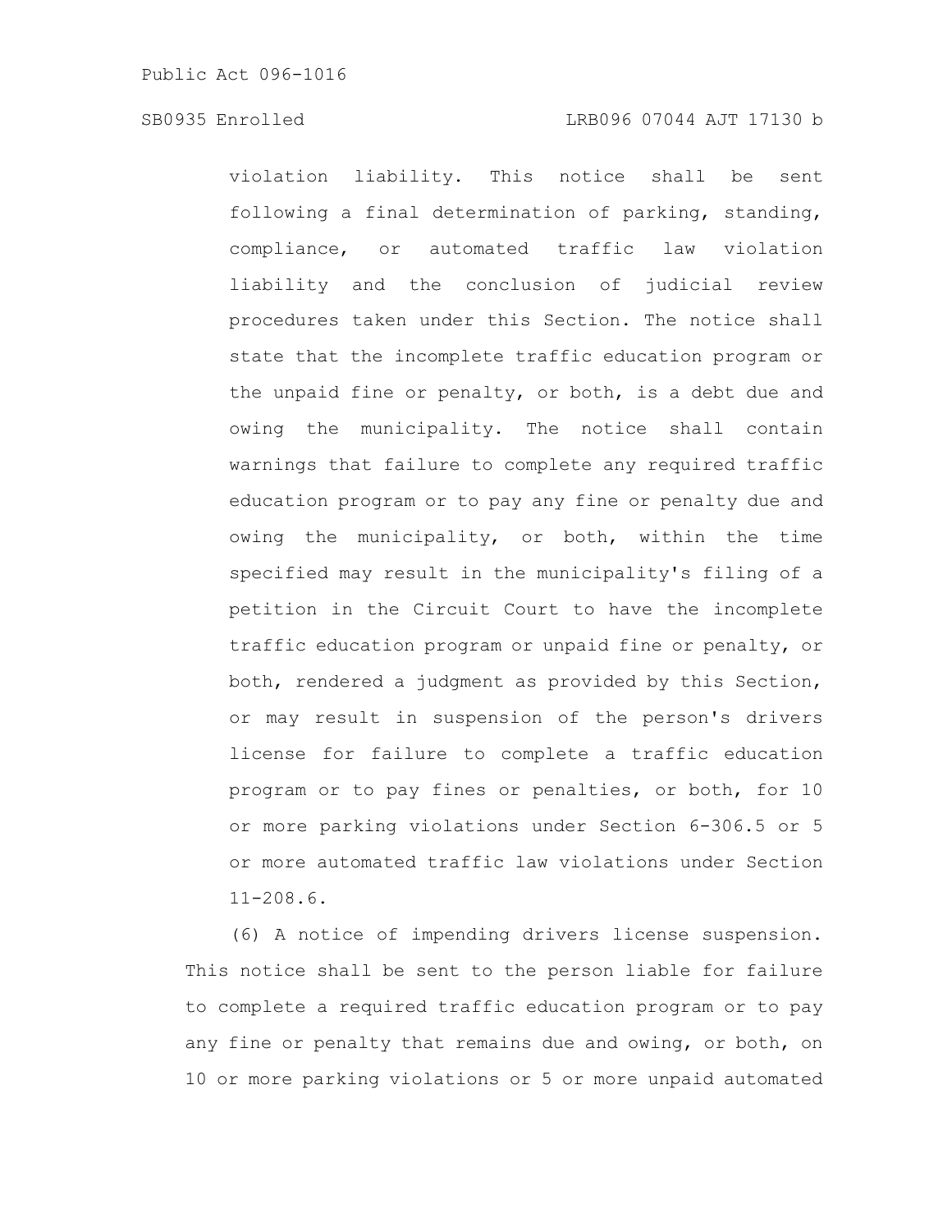violation liability. This notice shall be sent following a final determination of parking, standing, compliance, or automated traffic law violation liability and the conclusion of judicial review procedures taken under this Section. The notice shall state that the incomplete traffic education program or the unpaid fine or penalty, or both, is a debt due and owing the municipality. The notice shall contain warnings that failure to complete any required traffic education program or to pay any fine or penalty due and owing the municipality, or both, within the time specified may result in the municipality's filing of a petition in the Circuit Court to have the incomplete traffic education program or unpaid fine or penalty, or both, rendered a judgment as provided by this Section, or may result in suspension of the person's drivers license for failure to complete a traffic education program or to pay fines or penalties, or both, for 10 or more parking violations under Section 6-306.5 or 5 or more automated traffic law violations under Section 11-208.6.

(6) A notice of impending drivers license suspension. This notice shall be sent to the person liable for failure to complete a required traffic education program or to pay any fine or penalty that remains due and owing, or both, on 10 or more parking violations or 5 or more unpaid automated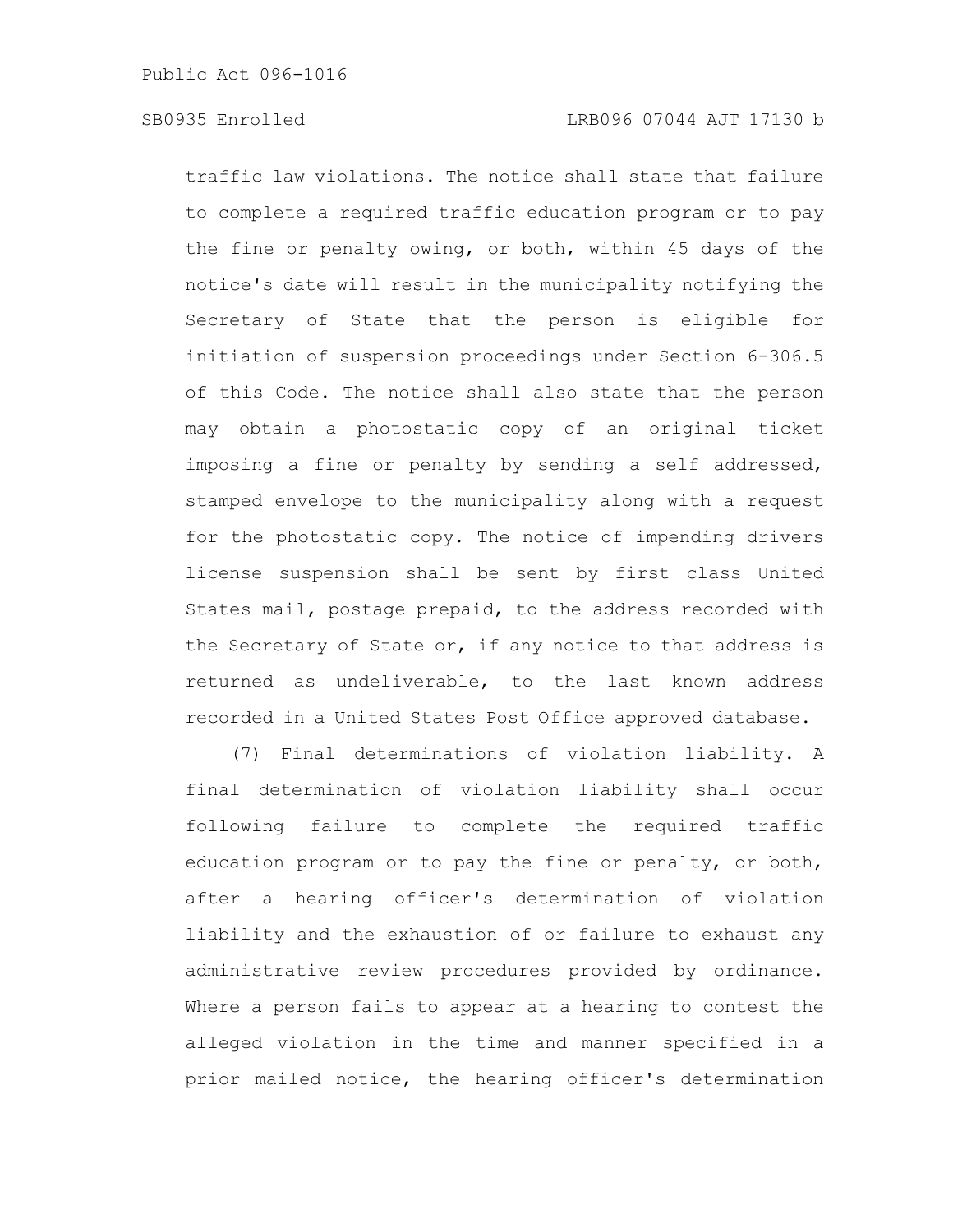traffic law violations. The notice shall state that failure to complete a required traffic education program or to pay the fine or penalty owing, or both, within 45 days of the notice's date will result in the municipality notifying the Secretary of State that the person is eligible for initiation of suspension proceedings under Section 6-306.5 of this Code. The notice shall also state that the person may obtain a photostatic copy of an original ticket imposing a fine or penalty by sending a self addressed, stamped envelope to the municipality along with a request for the photostatic copy. The notice of impending drivers license suspension shall be sent by first class United States mail, postage prepaid, to the address recorded with the Secretary of State or, if any notice to that address is returned as undeliverable, to the last known address recorded in a United States Post Office approved database.

(7) Final determinations of violation liability. A final determination of violation liability shall occur following failure to complete the required traffic education program or to pay the fine or penalty, or both, after a hearing officer's determination of violation liability and the exhaustion of or failure to exhaust any administrative review procedures provided by ordinance. Where a person fails to appear at a hearing to contest the alleged violation in the time and manner specified in a prior mailed notice, the hearing officer's determination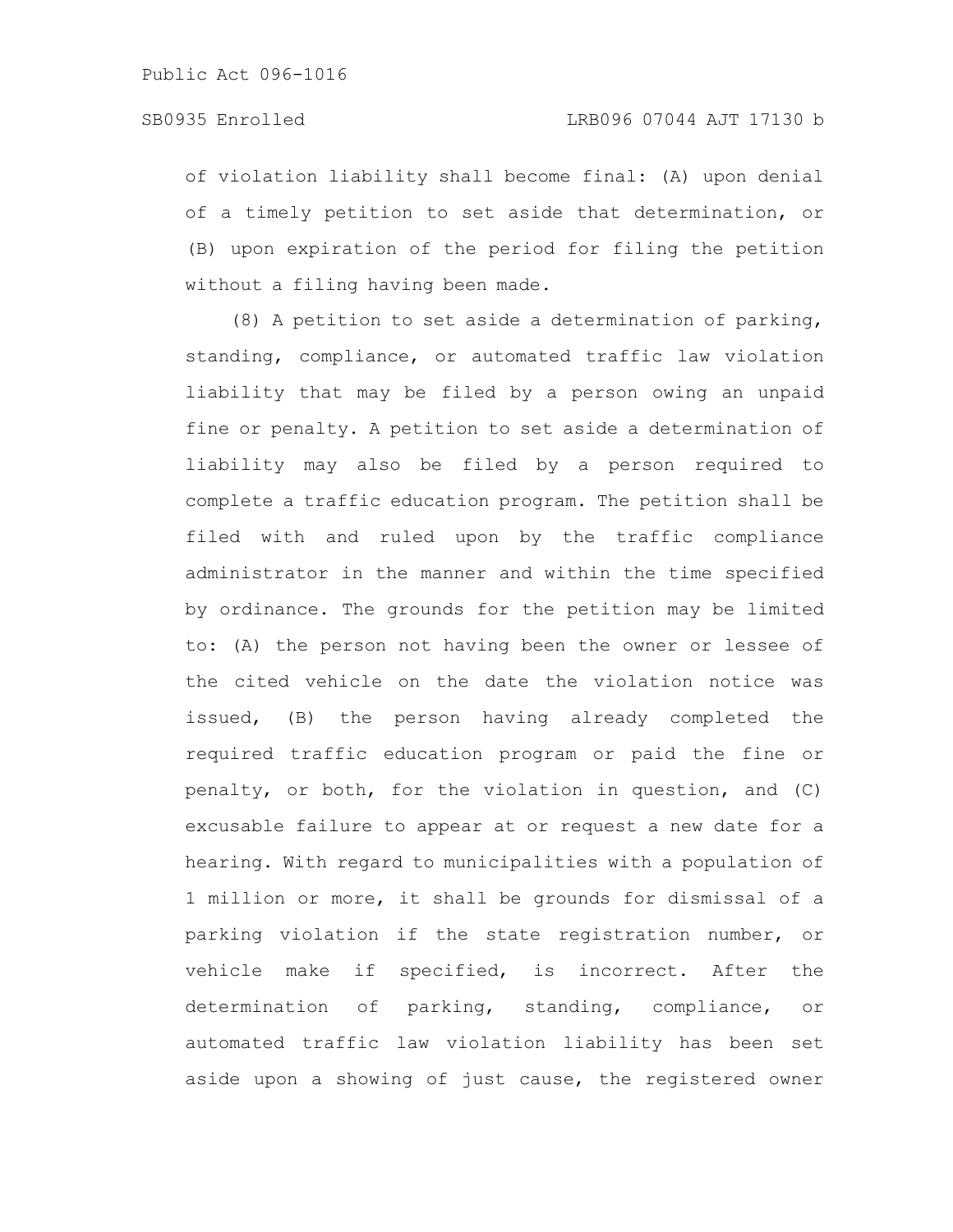of violation liability shall become final: (A) upon denial of a timely petition to set aside that determination, or (B) upon expiration of the period for filing the petition without a filing having been made.

(8) A petition to set aside a determination of parking, standing, compliance, or automated traffic law violation liability that may be filed by a person owing an unpaid fine or penalty. A petition to set aside a determination of liability may also be filed by a person required to complete a traffic education program. The petition shall be filed with and ruled upon by the traffic compliance administrator in the manner and within the time specified by ordinance. The grounds for the petition may be limited to: (A) the person not having been the owner or lessee of the cited vehicle on the date the violation notice was issued, (B) the person having already completed the required traffic education program or paid the fine or penalty, or both, for the violation in question, and (C) excusable failure to appear at or request a new date for a hearing. With regard to municipalities with a population of 1 million or more, it shall be grounds for dismissal of a parking violation if the state registration number, or vehicle make if specified, is incorrect. After the determination of parking, standing, compliance, or automated traffic law violation liability has been set aside upon a showing of just cause, the registered owner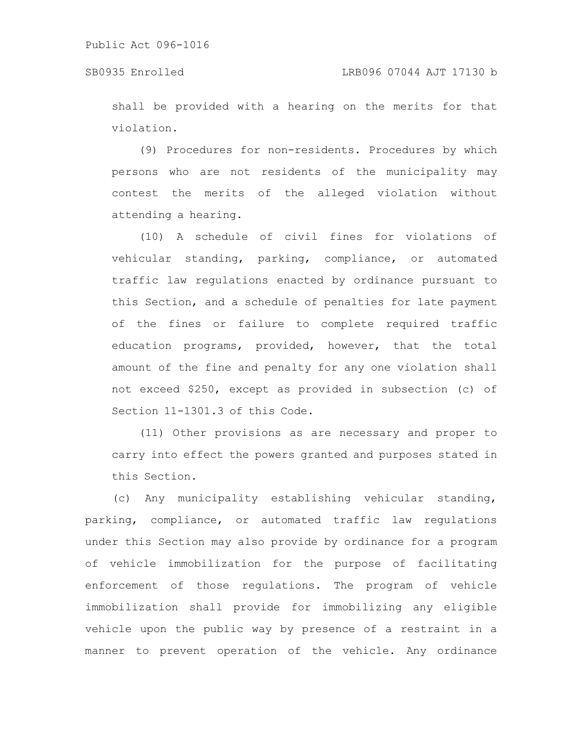shall be provided with a hearing on the merits for that violation.

(9) Procedures for non-residents. Procedures by which persons who are not residents of the municipality may contest the merits of the alleged violation without attending a hearing.

(10) A schedule of civil fines for violations of vehicular standing, parking, compliance, or automated traffic law regulations enacted by ordinance pursuant to this Section, and a schedule of penalties for late payment of the fines or failure to complete required traffic education programs, provided, however, that the total amount of the fine and penalty for any one violation shall not exceed $250, except as provided in subsection (c) of Section 11-1301.3 of this Code.

(11) Other provisions as are necessary and proper to carry into effect the powers granted and purposes stated in this Section.

(c) Any municipality establishing vehicular standing, parking, compliance, or automated traffic law regulations under this Section may also provide by ordinance for a program of vehicle immobilization for the purpose of facilitating enforcement of those regulations. The program of vehicle immobilization shall provide for immobilizing any eligible vehicle upon the public way by presence of a restraint in a manner to prevent operation of the vehicle. Any ordinance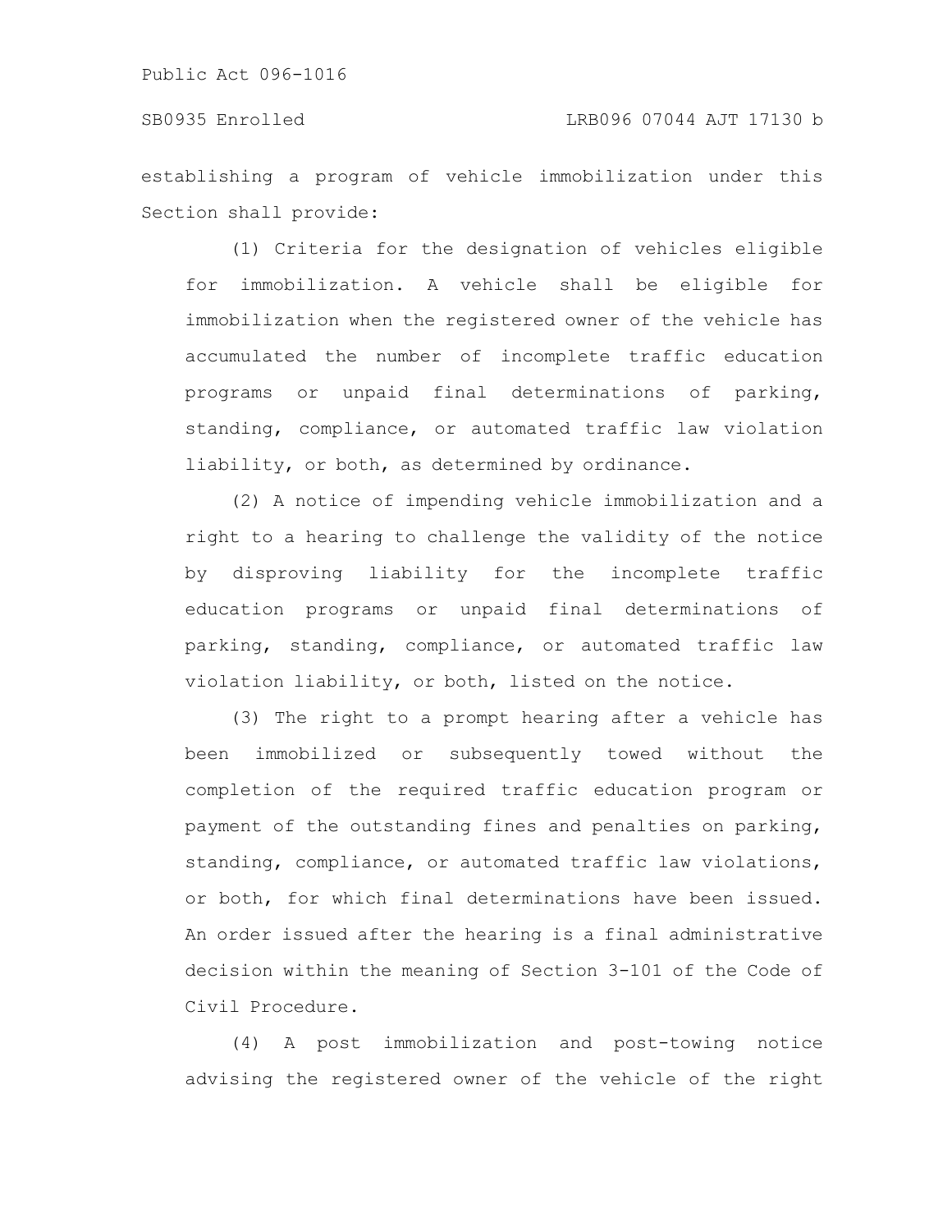establishing a program of vehicle immobilization under this Section shall provide:

(1) Criteria for the designation of vehicles eligible for immobilization. A vehicle shall be eligible for immobilization when the registered owner of the vehicle has accumulated the number of incomplete traffic education programs or unpaid final determinations of parking, standing, compliance, or automated traffic law violation liability, or both, as determined by ordinance.

(2) A notice of impending vehicle immobilization and a right to a hearing to challenge the validity of the notice by disproving liability for the incomplete traffic education programs or unpaid final determinations of parking, standing, compliance, or automated traffic law violation liability, or both, listed on the notice.

(3) The right to a prompt hearing after a vehicle has been immobilized or subsequently towed without the completion of the required traffic education program or payment of the outstanding fines and penalties on parking, standing, compliance, or automated traffic law violations, or both, for which final determinations have been issued. An order issued after the hearing is a final administrative decision within the meaning of Section 3-101 of the Code of Civil Procedure.

(4) A post immobilization and post-towing notice advising the registered owner of the vehicle of the right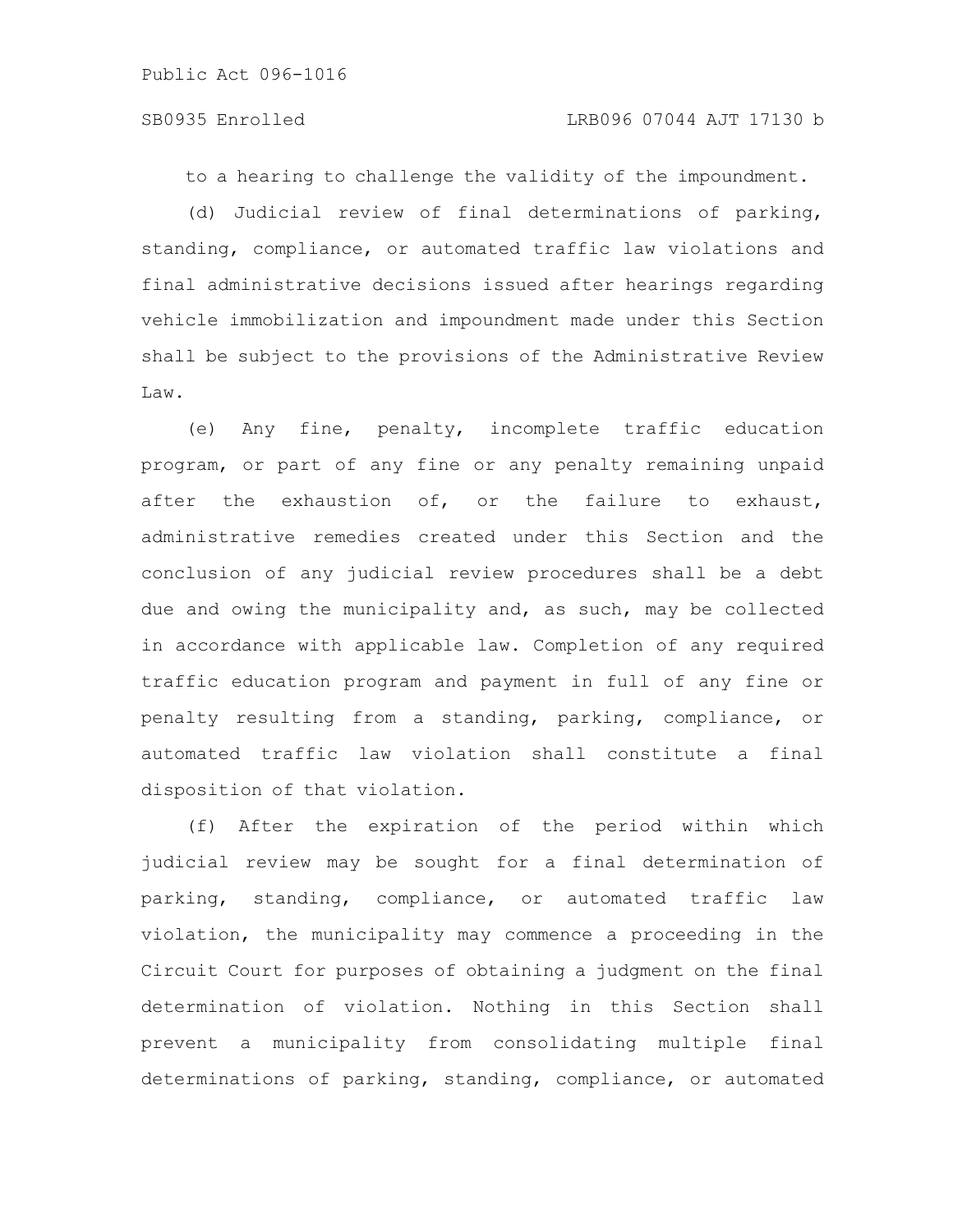to a hearing to challenge the validity of the impoundment.

(d) Judicial review of final determinations of parking, standing, compliance, or automated traffic law violations and final administrative decisions issued after hearings regarding vehicle immobilization and impoundment made under this Section shall be subject to the provisions of the Administrative Review Law.

(e) Any fine, penalty, incomplete traffic education program, or part of any fine or any penalty remaining unpaid after the exhaustion of, or the failure to exhaust, administrative remedies created under this Section and the conclusion of any judicial review procedures shall be a debt due and owing the municipality and, as such, may be collected in accordance with applicable law. Completion of any required traffic education program and payment in full of any fine or penalty resulting from a standing, parking, compliance, or automated traffic law violation shall constitute a final disposition of that violation.

(f) After the expiration of the period within which judicial review may be sought for a final determination of parking, standing, compliance, or automated traffic law violation, the municipality may commence a proceeding in the Circuit Court for purposes of obtaining a judgment on the final determination of violation. Nothing in this Section shall prevent a municipality from consolidating multiple final determinations of parking, standing, compliance, or automated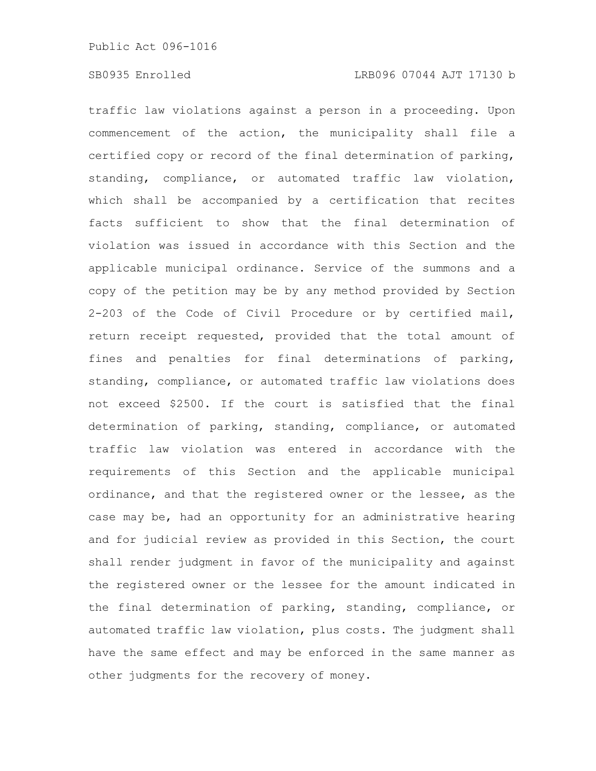traffic law violations against a person in a proceeding. Upon commencement of the action, the municipality shall file a certified copy or record of the final determination of parking, standing, compliance, or automated traffic law violation, which shall be accompanied by a certification that recites facts sufficient to show that the final determination of violation was issued in accordance with this Section and the applicable municipal ordinance. Service of the summons and a copy of the petition may be by any method provided by Section 2-203 of the Code of Civil Procedure or by certified mail, return receipt requested, provided that the total amount of fines and penalties for final determinations of parking, standing, compliance, or automated traffic law violations does not exceed $2500. If the court is satisfied that the final determination of parking, standing, compliance, or automated traffic law violation was entered in accordance with the requirements of this Section and the applicable municipal ordinance, and that the registered owner or the lessee, as the case may be, had an opportunity for an administrative hearing and for judicial review as provided in this Section, the court shall render judgment in favor of the municipality and against the registered owner or the lessee for the amount indicated in the final determination of parking, standing, compliance, or automated traffic law violation, plus costs. The judgment shall have the same effect and may be enforced in the same manner as other judgments for the recovery of money.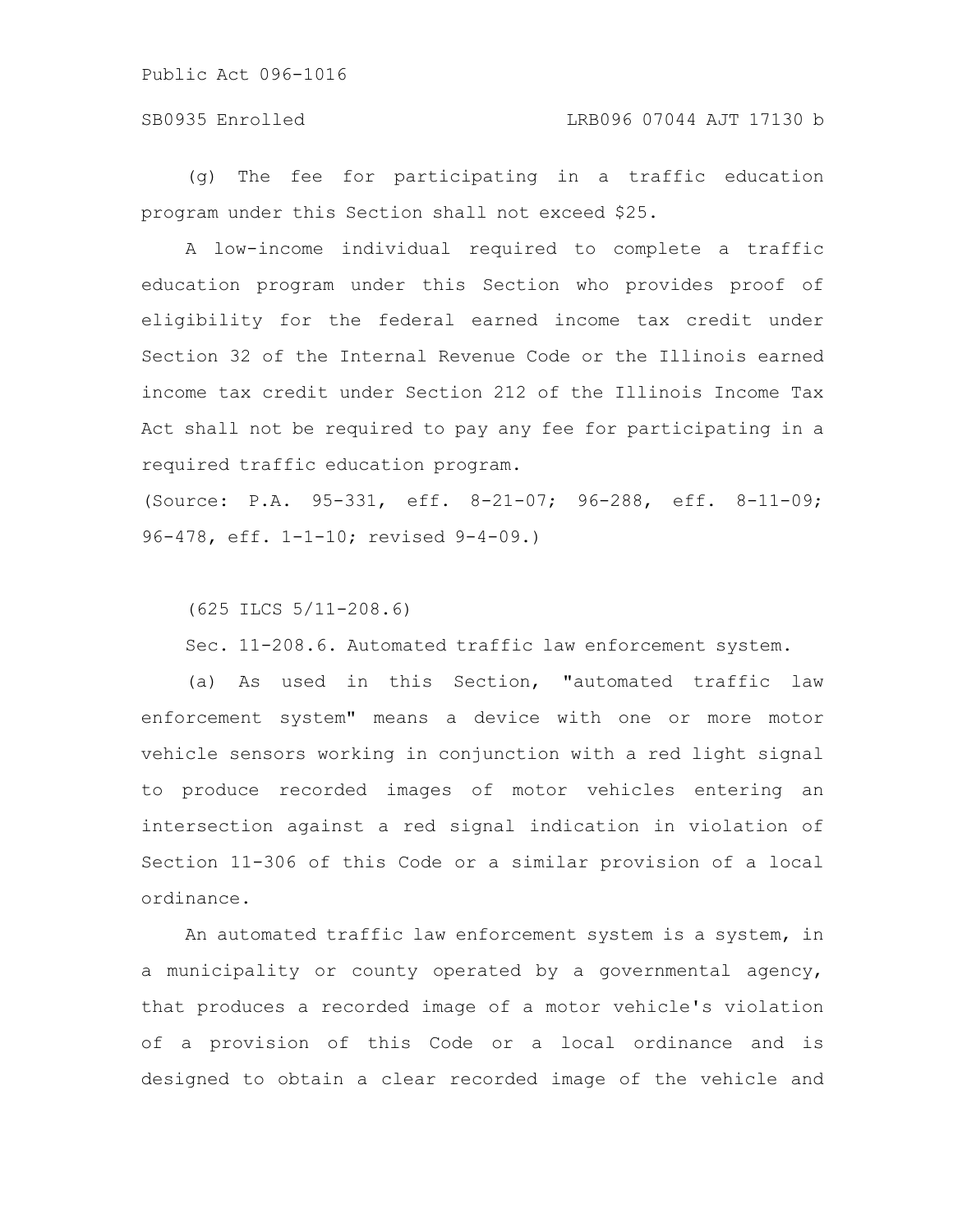(g) The fee for participating in a traffic education program under this Section shall not exceed $25.

A low-income individual required to complete a traffic education program under this Section who provides proof of eligibility for the federal earned income tax credit under Section 32 of the Internal Revenue Code or the Illinois earned income tax credit under Section 212 of the Illinois Income Tax Act shall not be required to pay any fee for participating in a required traffic education program.

(Source: P.A. 95-331, eff. 8-21-07; 96-288, eff. 8-11-09; 96-478, eff. 1-1-10; revised 9-4-09.)

(625 ILCS 5/11-208.6)

Sec. 11-208.6. Automated traffic law enforcement system.

(a) As used in this Section, "automated traffic law enforcement system" means a device with one or more motor vehicle sensors working in conjunction with a red light signal to produce recorded images of motor vehicles entering an intersection against a red signal indication in violation of Section 11-306 of this Code or a similar provision of a local ordinance.

An automated traffic law enforcement system is a system, in a municipality or county operated by a governmental agency, that produces a recorded image of a motor vehicle's violation of a provision of this Code or a local ordinance and is designed to obtain a clear recorded image of the vehicle and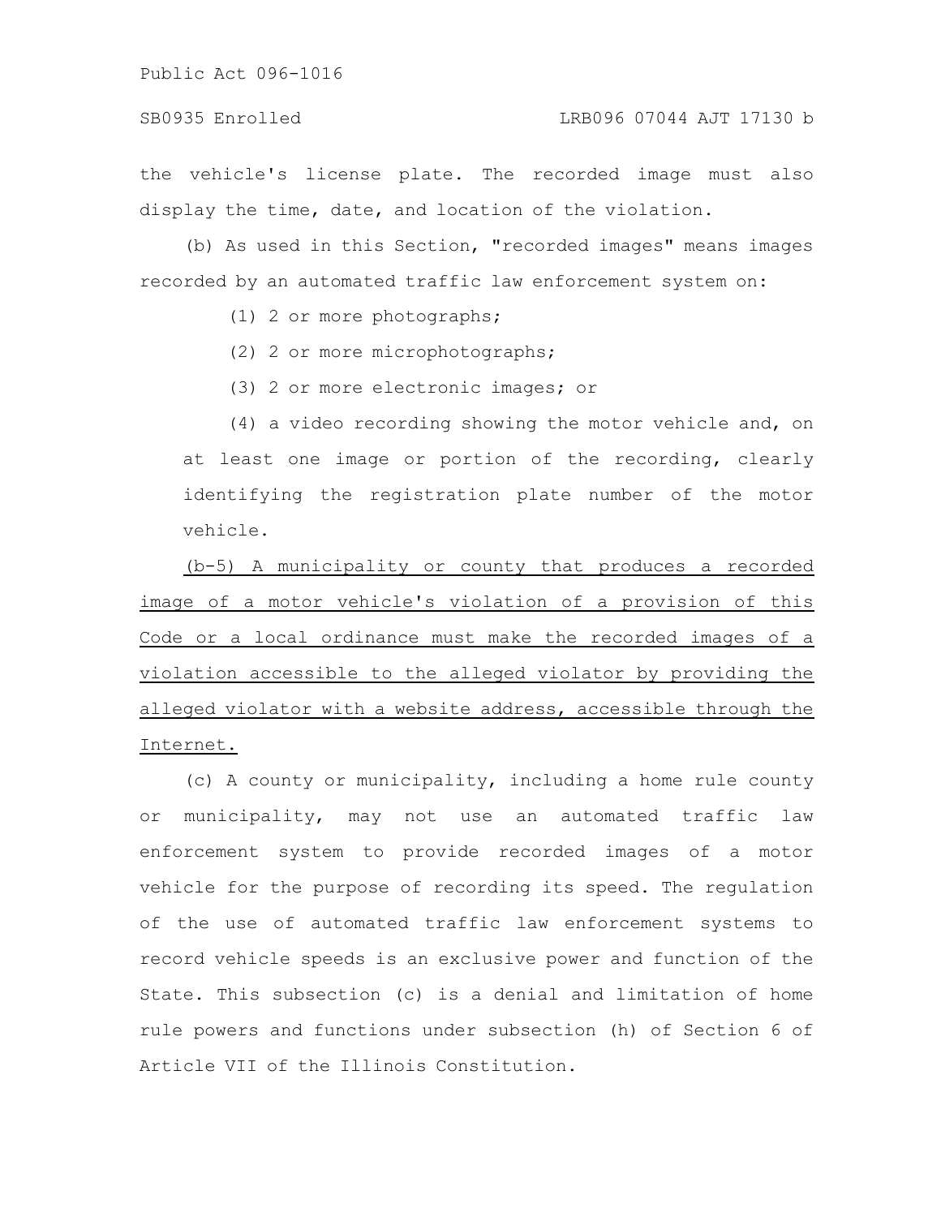the vehicle's license plate. The recorded image must also display the time, date, and location of the violation.

(b) As used in this Section, "recorded images" means images recorded by an automated traffic law enforcement system on:

(1) 2 or more photographs;

(2) 2 or more microphotographs;

(3) 2 or more electronic images; or

(4) a video recording showing the motor vehicle and, on at least one image or portion of the recording, clearly identifying the registration plate number of the motor vehicle.

<u>(b-5) A municipality or county that produces a recorded image of a motor vehicle's violation of a provision of this Code or a local ordinance must make the recorded images of a violation accessible to the alleged violator by providing the alleged violator with a website address, accessible through the Internet.</u>

(c) A county or municipality, including a home rule county or municipality, may not use an automated traffic law enforcement system to provide recorded images of a motor vehicle for the purpose of recording its speed. The regulation of the use of automated traffic law enforcement systems to record vehicle speeds is an exclusive power and function of the State. This subsection (c) is a denial and limitation of home rule powers and functions under subsection (h) of Section 6 of Article VII of the Illinois Constitution.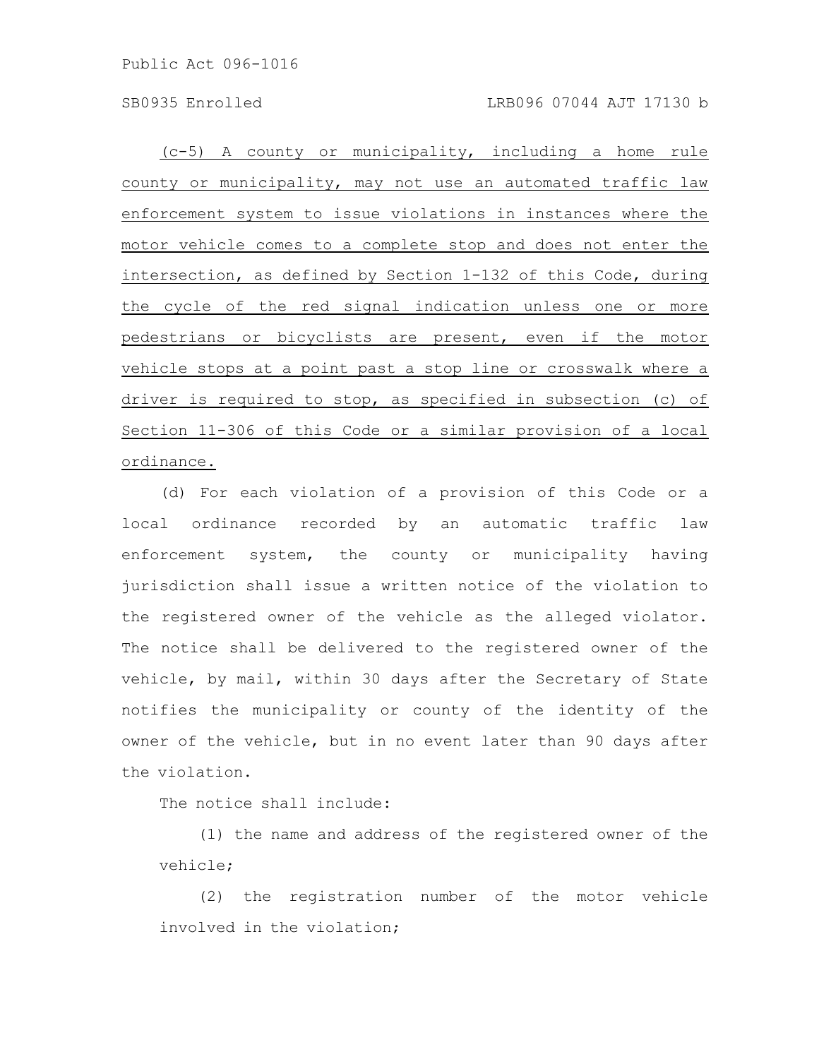(c-5) A county or municipality, including a home rule county or municipality, may not use an automated traffic law enforcement system to issue violations in instances where the motor vehicle comes to a complete stop and does not enter the intersection, as defined by Section 1-132 of this Code, during the cycle of the red signal indication unless one or more pedestrians or bicyclists are present, even if the motor vehicle stops at a point past a stop line or crosswalk where a driver is required to stop, as specified in subsection (c) of Section 11-306 of this Code or a similar provision of a local ordinance.

(d) For each violation of a provision of this Code or a local ordinance recorded by an automatic traffic law enforcement system, the county or municipality having jurisdiction shall issue a written notice of the violation to the registered owner of the vehicle as the alleged violator. The notice shall be delivered to the registered owner of the vehicle, by mail, within 30 days after the Secretary of State notifies the municipality or county of the identity of the owner of the vehicle, but in no event later than 90 days after the violation.

The notice shall include:

(1) the name and address of the registered owner of the vehicle;

(2) the registration number of the motor vehicle involved in the violation;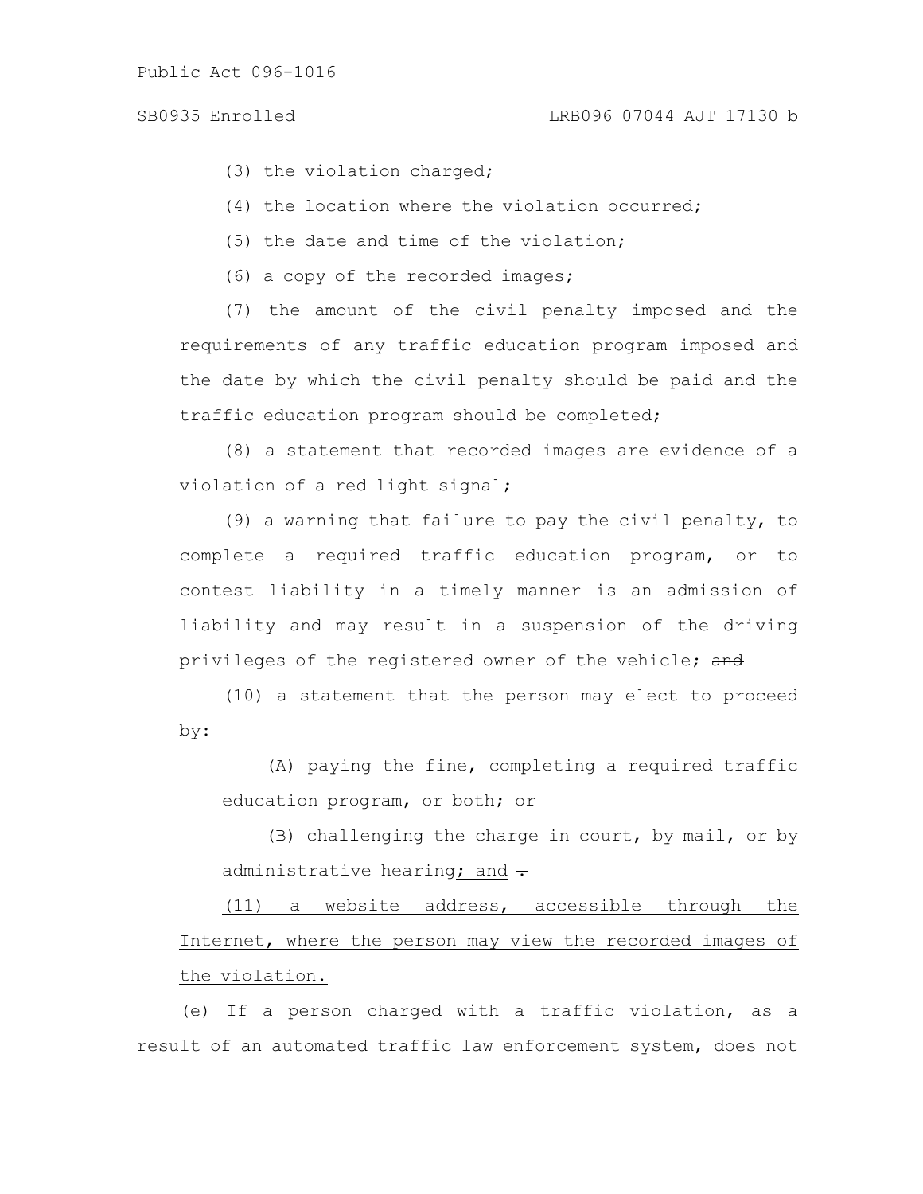(3) the violation charged;

(4) the location where the violation occurred;

(5) the date and time of the violation;

(6) a copy of the recorded images;

(7) the amount of the civil penalty imposed and the requirements of any traffic education program imposed and the date by which the civil penalty should be paid and the traffic education program should be completed;

(8) a statement that recorded images are evidence of a violation of a red light signal;

(9) a warning that failure to pay the civil penalty, to complete a required traffic education program, or to contest liability in a timely manner is an admission of liability and may result in a suspension of the driving privileges of the registered owner of the vehicle; ~~and~~

(10) a statement that the person may elect to proceed by:

(A) paying the fine, completing a required traffic education program, or both; or

(B) challenging the charge in court, by mail, or by administrative hearing<u>; and</u> ~~.~~

<u>(11) a website address, accessible through the Internet, where the person may view the recorded images of the violation.</u>

(e) If a person charged with a traffic violation, as a result of an automated traffic law enforcement system, does not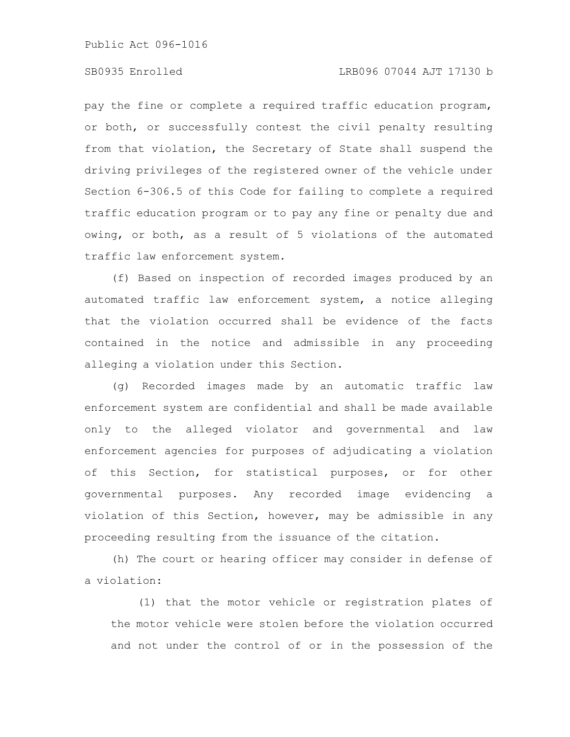pay the fine or complete a required traffic education program, or both, or successfully contest the civil penalty resulting from that violation, the Secretary of State shall suspend the driving privileges of the registered owner of the vehicle under Section 6-306.5 of this Code for failing to complete a required traffic education program or to pay any fine or penalty due and owing, or both, as a result of 5 violations of the automated traffic law enforcement system.

(f) Based on inspection of recorded images produced by an automated traffic law enforcement system, a notice alleging that the violation occurred shall be evidence of the facts contained in the notice and admissible in any proceeding alleging a violation under this Section.

(g) Recorded images made by an automatic traffic law enforcement system are confidential and shall be made available only to the alleged violator and governmental and law enforcement agencies for purposes of adjudicating a violation of this Section, for statistical purposes, or for other governmental purposes. Any recorded image evidencing a violation of this Section, however, may be admissible in any proceeding resulting from the issuance of the citation.

(h) The court or hearing officer may consider in defense of a violation:

(1) that the motor vehicle or registration plates of the motor vehicle were stolen before the violation occurred and not under the control of or in the possession of the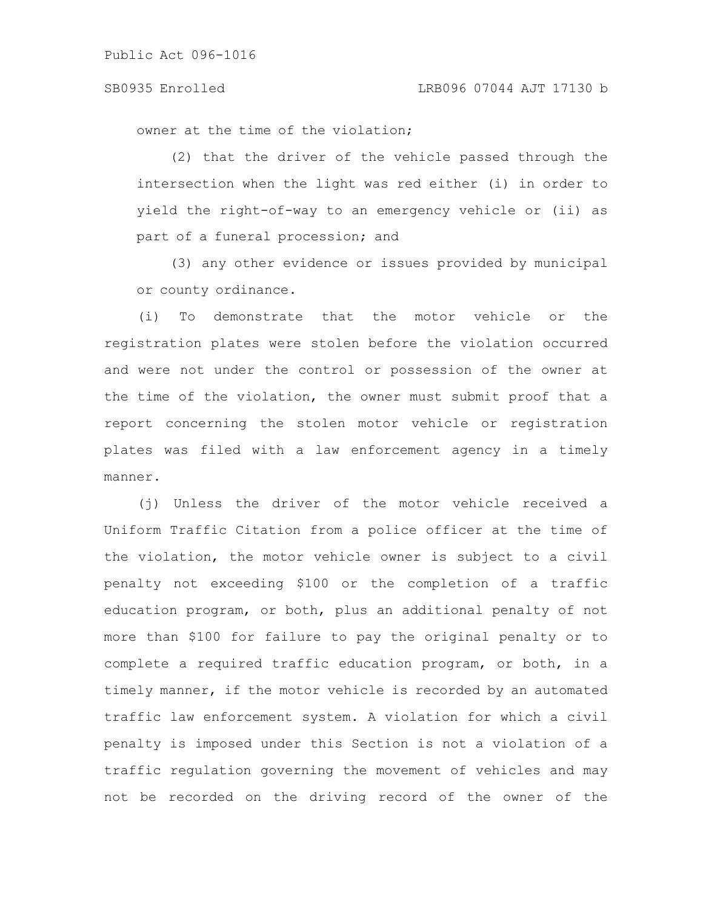owner at the time of the violation;

(2) that the driver of the vehicle passed through the intersection when the light was red either (i) in order to yield the right-of-way to an emergency vehicle or (ii) as part of a funeral procession; and

(3) any other evidence or issues provided by municipal or county ordinance.

(i) To demonstrate that the motor vehicle or the registration plates were stolen before the violation occurred and were not under the control or possession of the owner at the time of the violation, the owner must submit proof that a report concerning the stolen motor vehicle or registration plates was filed with a law enforcement agency in a timely manner.

(j) Unless the driver of the motor vehicle received a Uniform Traffic Citation from a police officer at the time of the violation, the motor vehicle owner is subject to a civil penalty not exceeding $100 or the completion of a traffic education program, or both, plus an additional penalty of not more than $100 for failure to pay the original penalty or to complete a required traffic education program, or both, in a timely manner, if the motor vehicle is recorded by an automated traffic law enforcement system. A violation for which a civil penalty is imposed under this Section is not a violation of a traffic regulation governing the movement of vehicles and may not be recorded on the driving record of the owner of the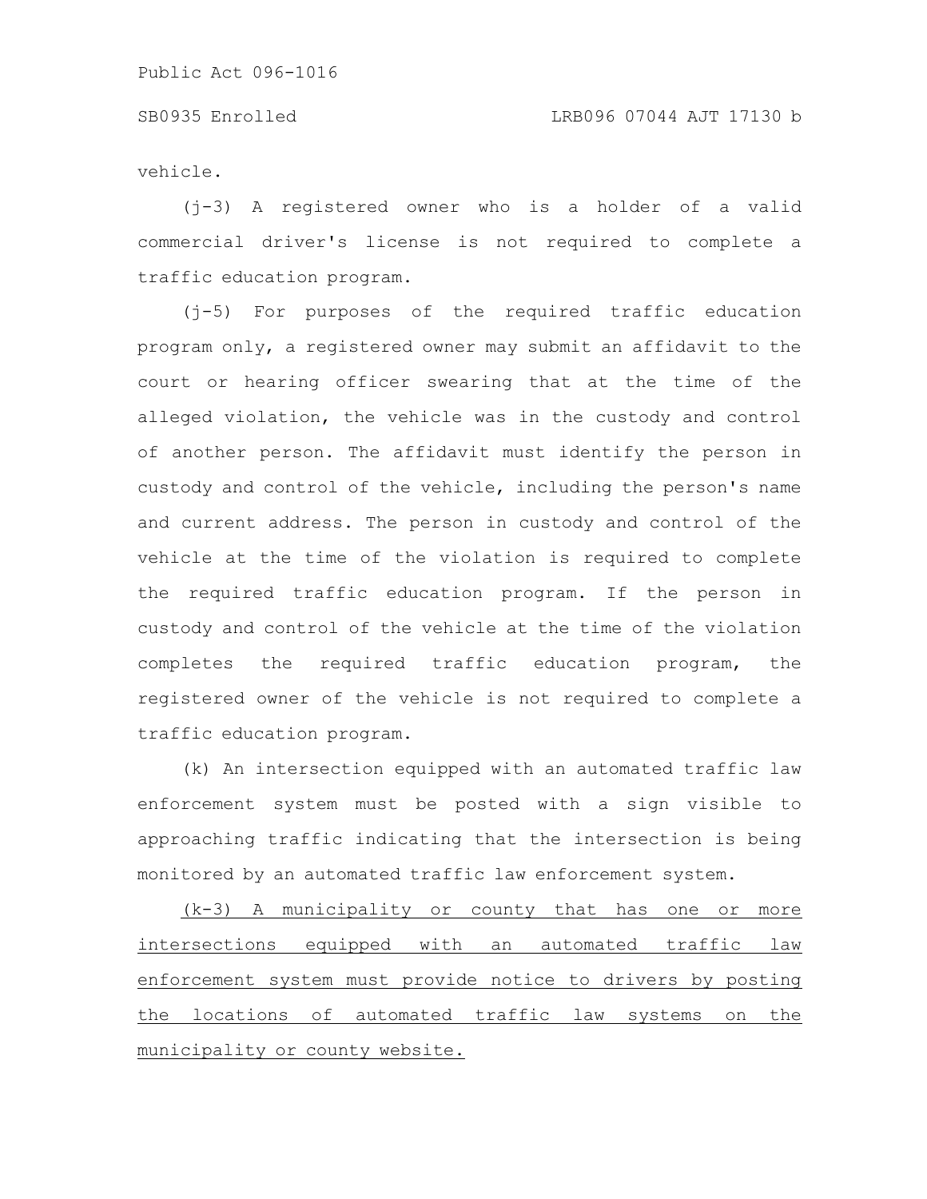vehicle.

(j-3) A registered owner who is a holder of a valid commercial driver's license is not required to complete a traffic education program.

(j-5) For purposes of the required traffic education program only, a registered owner may submit an affidavit to the court or hearing officer swearing that at the time of the alleged violation, the vehicle was in the custody and control of another person. The affidavit must identify the person in custody and control of the vehicle, including the person's name and current address. The person in custody and control of the vehicle at the time of the violation is required to complete the required traffic education program. If the person in custody and control of the vehicle at the time of the violation completes the required traffic education program, the registered owner of the vehicle is not required to complete a traffic education program.

(k) An intersection equipped with an automated traffic law enforcement system must be posted with a sign visible to approaching traffic indicating that the intersection is being monitored by an automated traffic law enforcement system.

<u>(k-3) A municipality or county that has one or more intersections equipped with an automated traffic law enforcement system must provide notice to drivers by posting the locations of automated traffic law systems on the municipality or county website.</u>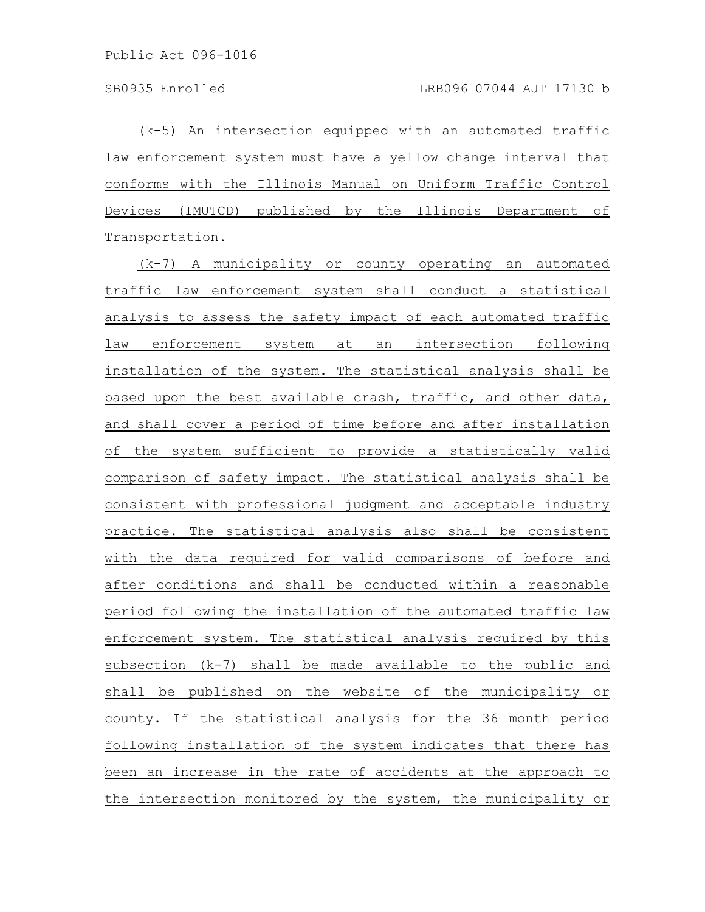(k-5) An intersection equipped with an automated traffic law enforcement system must have a yellow change interval that conforms with the Illinois Manual on Uniform Traffic Control Devices (IMUTCD) published by the Illinois Department of Transportation.

(k-7) A municipality or county operating an automated traffic law enforcement system shall conduct a statistical analysis to assess the safety impact of each automated traffic law enforcement system at an intersection following installation of the system. The statistical analysis shall be based upon the best available crash, traffic, and other data, and shall cover a period of time before and after installation of the system sufficient to provide a statistically valid comparison of safety impact. The statistical analysis shall be consistent with professional judgment and acceptable industry practice. The statistical analysis also shall be consistent with the data required for valid comparisons of before and after conditions and shall be conducted within a reasonable period following the installation of the automated traffic law enforcement system. The statistical analysis required by this subsection (k-7) shall be made available to the public and shall be published on the website of the municipality or county. If the statistical analysis for the 36 month period following installation of the system indicates that there has been an increase in the rate of accidents at the approach to the intersection monitored by the system, the municipality or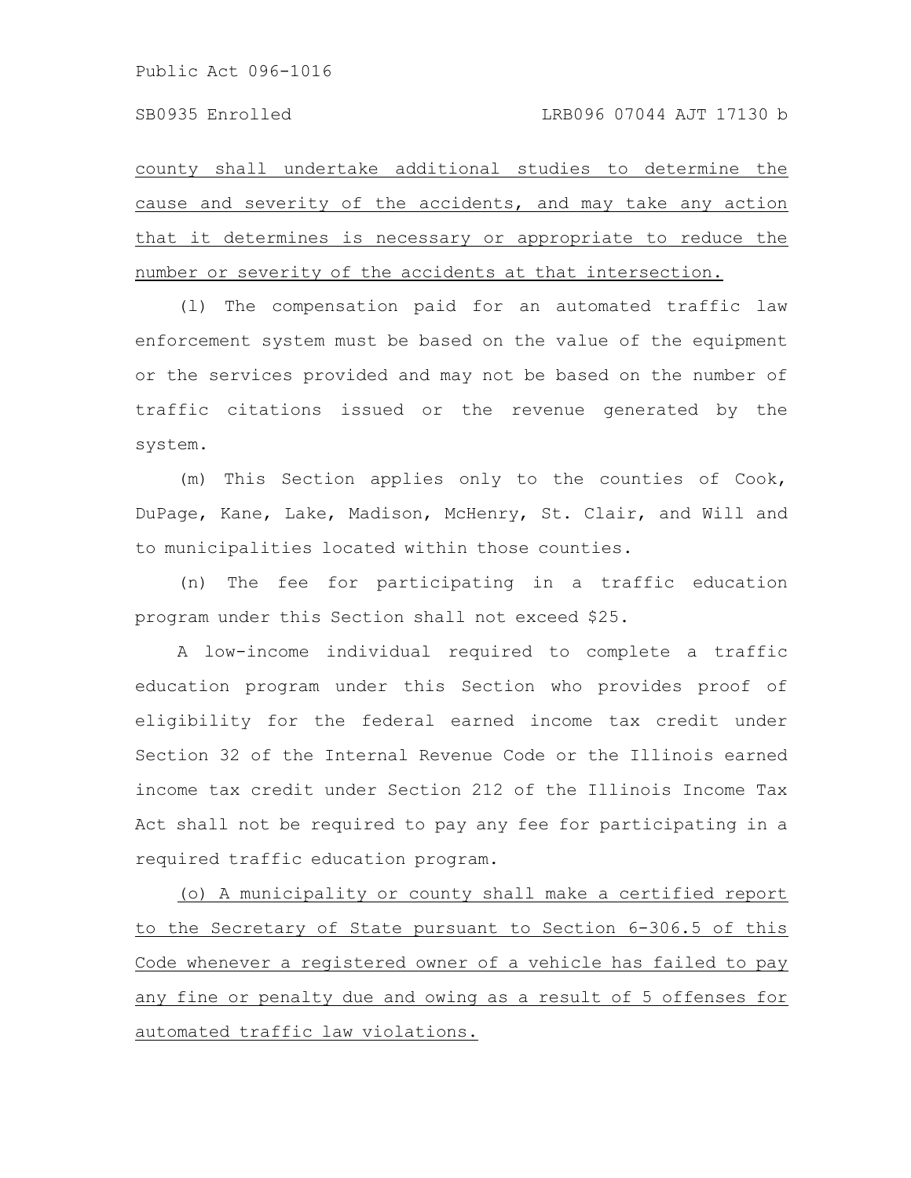county shall undertake additional studies to determine the cause and severity of the accidents, and may take any action that it determines is necessary or appropriate to reduce the number or severity of the accidents at that intersection.

(l) The compensation paid for an automated traffic law enforcement system must be based on the value of the equipment or the services provided and may not be based on the number of traffic citations issued or the revenue generated by the system.

(m) This Section applies only to the counties of Cook, DuPage, Kane, Lake, Madison, McHenry, St. Clair, and Will and to municipalities located within those counties.

(n) The fee for participating in a traffic education program under this Section shall not exceed $25.

A low-income individual required to complete a traffic education program under this Section who provides proof of eligibility for the federal earned income tax credit under Section 32 of the Internal Revenue Code or the Illinois earned income tax credit under Section 212 of the Illinois Income Tax Act shall not be required to pay any fee for participating in a required traffic education program.

(o) A municipality or county shall make a certified report to the Secretary of State pursuant to Section 6-306.5 of this Code whenever a registered owner of a vehicle has failed to pay any fine or penalty due and owing as a result of 5 offenses for automated traffic law violations.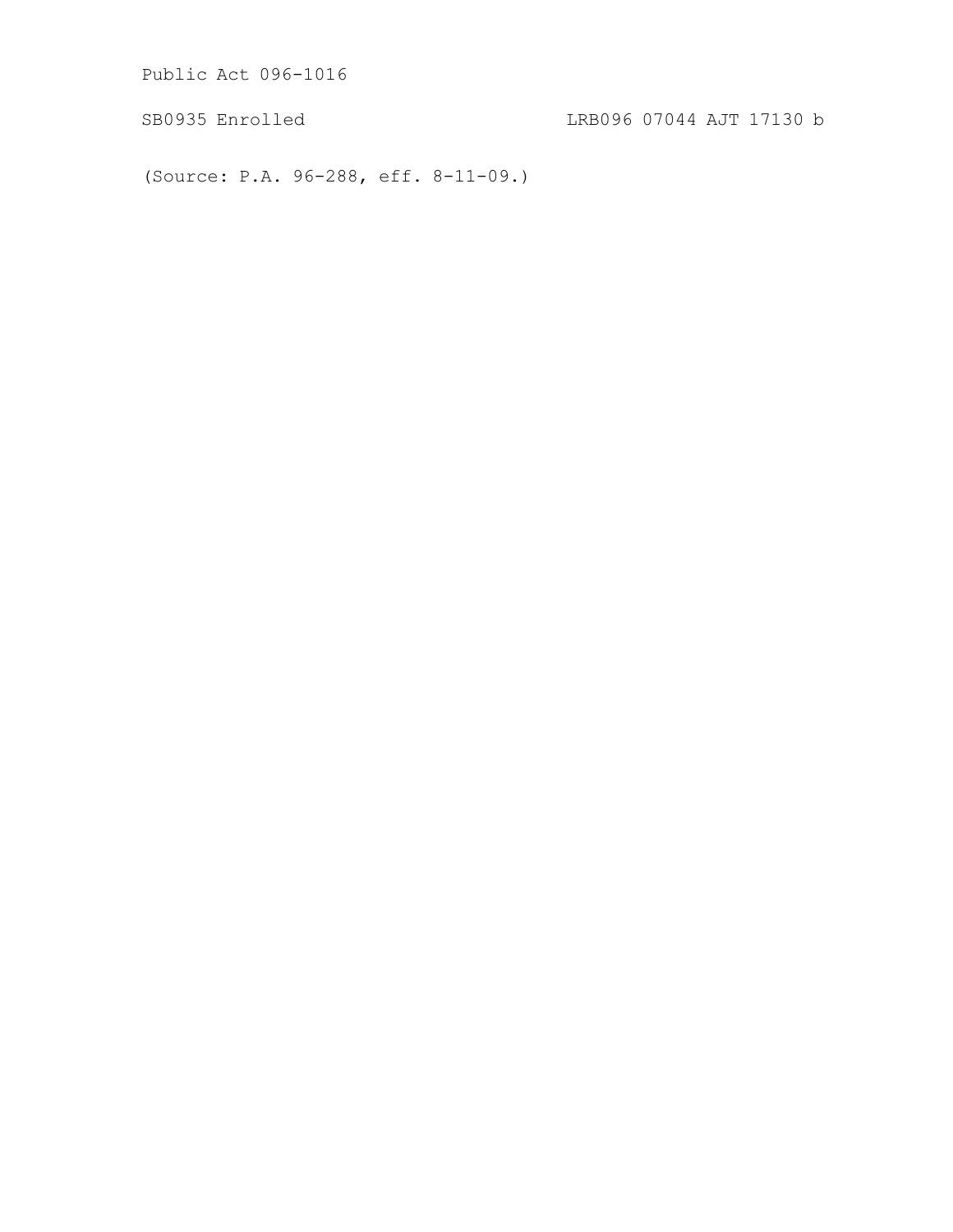(Source: P.A. 96-288, eff. 8-11-09.)